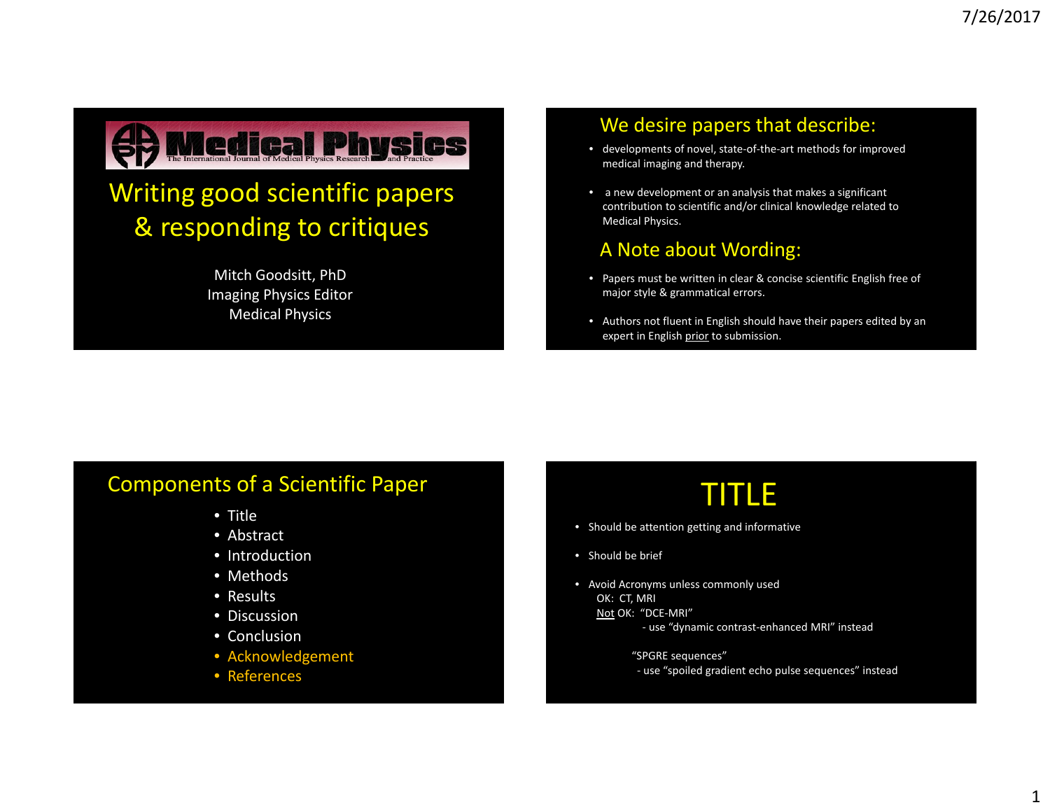# Medical Physics

The International Journal of Medical Physics Research and Practice

## Writing good scientific papers & responding to critiques

Mitch Goodsitt, PhD
Imaging Physics Editor
Medical Physics

## We desire papers that describe:

- developments of novel, state-of-the-art methods for improved medical imaging and therapy.
- a new development or an analysis that makes a significant contribution to scientific and/or clinical knowledge related to Medical Physics.

## A Note about Wording:

- Papers must be written in clear & concise scientific English free of major style & grammatical errors.
- Authors not fluent in English should have their papers edited by an expert in English prior to submission.

## Components of a Scientific Paper

- Title
- Abstract
- Introduction
- Methods
- Results
- Discussion
- Conclusion
- Acknowledgement
- References

## TITLE

- Should be attention getting and informative
- Should be brief
- Avoid Acronyms unless commonly used
  - OK: CT, MRI
  - Not OK: "DCE-MRI"
    - use "dynamic contrast-enhanced MRI" instead
  - "SPGRE sequences"
    - use "spoiled gradient echo pulse sequences" instead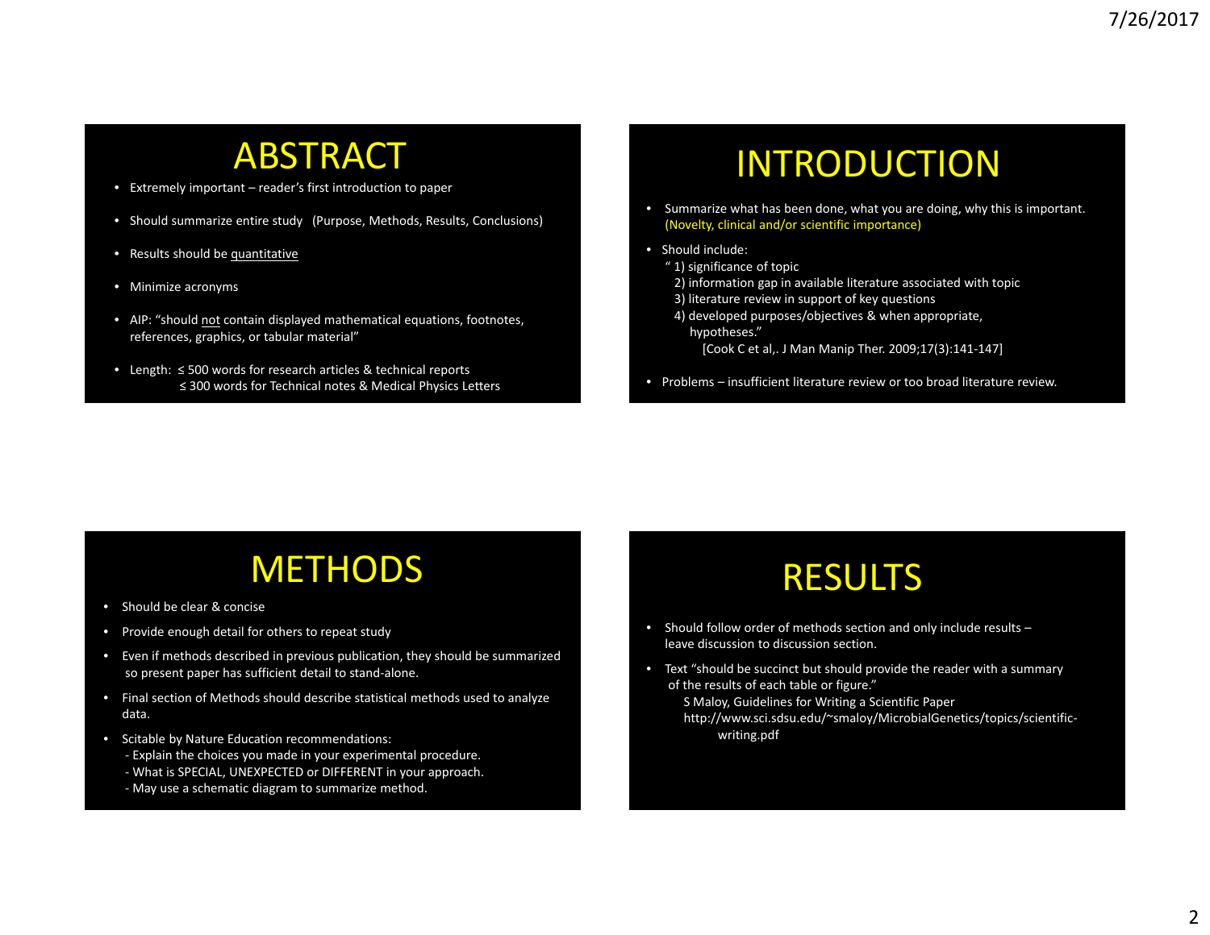# ABSTRACT

- Extremely important – reader's first introduction to paper
- Should summarize entire study (Purpose, Methods, Results, Conclusions)
- Results should be quantitative
- Minimize acronyms
- AIP: "should not contain displayed mathematical equations, footnotes, references, graphics, or tabular material"
- Length: ≤ 500 words for research articles & technical reports
  ≤ 300 words for Technical notes & Medical Physics Letters

# INTRODUCTION

- Summarize what has been done, what you are doing, why this is important. (Novelty, clinical and/or scientific importance)
- Should include:
  " 1) significance of topic
  2) information gap in available literature associated with topic
  3) literature review in support of key questions
  4) developed purposes/objectives & when appropriate, hypotheses."
  [Cook C et al,. J Man Manip Ther. 2009;17(3):141-147]
- Problems – insufficient literature review or too broad literature review.

# METHODS

- Should be clear & concise
- Provide enough detail for others to repeat study
- Even if methods described in previous publication, they should be summarized so present paper has sufficient detail to stand-alone.
- Final section of Methods should describe statistical methods used to analyze data.
- Scitable by Nature Education recommendations:
  - Explain the choices you made in your experimental procedure.
  - What is SPECIAL, UNEXPECTED or DIFFERENT in your approach.
  - May use a schematic diagram to summarize method.

# RESULTS

- Should follow order of methods section and only include results – leave discussion to discussion section.
- Text "should be succinct but should provide the reader with a summary of the results of each table or figure."
  S Maloy, Guidelines for Writing a Scientific Paper
  http://www.sci.sdsu.edu/~smaloy/MicrobialGenetics/topics/scientific-writing.pdf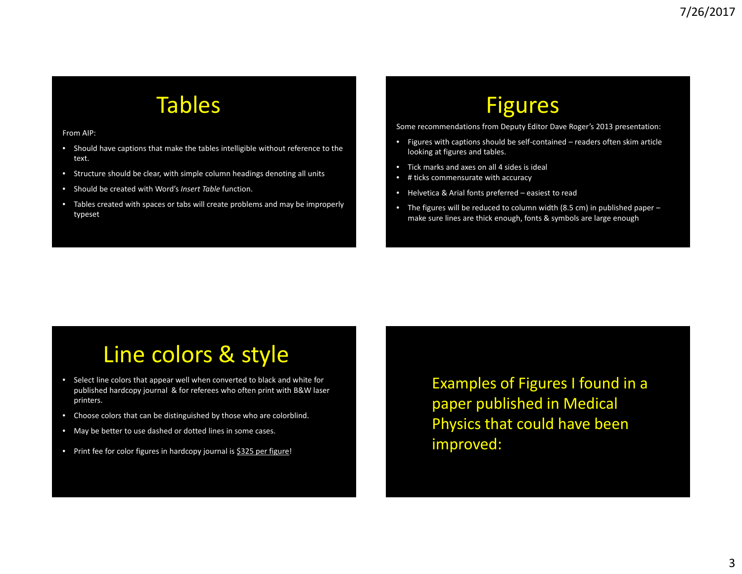## Tables

From AIP:

- Should have captions that make the tables intelligible without reference to the text.
- Structure should be clear, with simple column headings denoting all units
- Should be created with Word's *Insert Table* function.
- Tables created with spaces or tabs will create problems and may be improperly typeset

## Figures

Some recommendations from Deputy Editor Dave Roger's 2013 presentation:

- Figures with captions should be self-contained – readers often skim article looking at figures and tables.
- Tick marks and axes on all 4 sides is ideal
- # ticks commensurate with accuracy
- Helvetica & Arial fonts preferred – easiest to read
- The figures will be reduced to column width (8.5 cm) in published paper – make sure lines are thick enough, fonts & symbols are large enough

## Line colors & style

- Select line colors that appear well when converted to black and white for published hardcopy journal & for referees who often print with B&W laser printers.
- Choose colors that can be distinguished by those who are colorblind.
- May be better to use dashed or dotted lines in some cases.
- Print fee for color figures in hardcopy journal is <u>$325 per figure</u>!

Examples of Figures I found in a paper published in Medical Physics that could have been improved: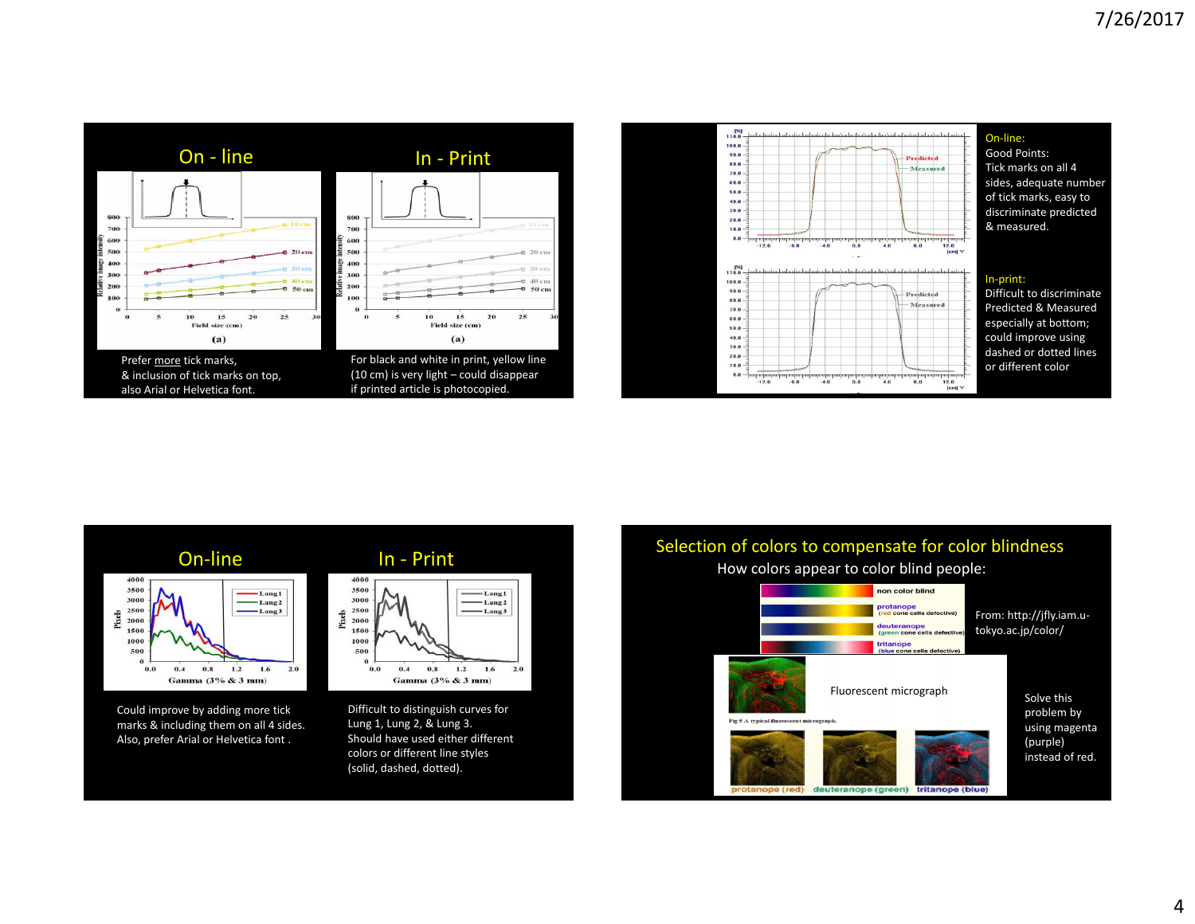## On - line

## In - Print

Prefer more tick marks, & inclusion of tick marks on top, also Arial or Helvetica font.

For black and white in print, yellow line (10 cm) is very light – could disappear if printed article is photocopied.

On-line:
Good Points:
Tick marks on all 4 sides, adequate number of tick marks, easy to discriminate predicted & measured.

In-print:
Difficult to discriminate Predicted & Measured especially at bottom; could improve using dashed or dotted lines or different color

## On-line

## In - Print

Could improve by adding more tick marks & including them on all 4 sides. Also, prefer Arial or Helvetica font .

Difficult to distinguish curves for Lung 1, Lung 2, & Lung 3. Should have used either different colors or different line styles (solid, dashed, dotted).

## Selection of colors to compensate for color blindness

How colors appear to color blind people:

From: http://jfly.iam.u-tokyo.ac.jp/color/

Fluorescent micrograph

Solve this problem by using magenta (purple) instead of red.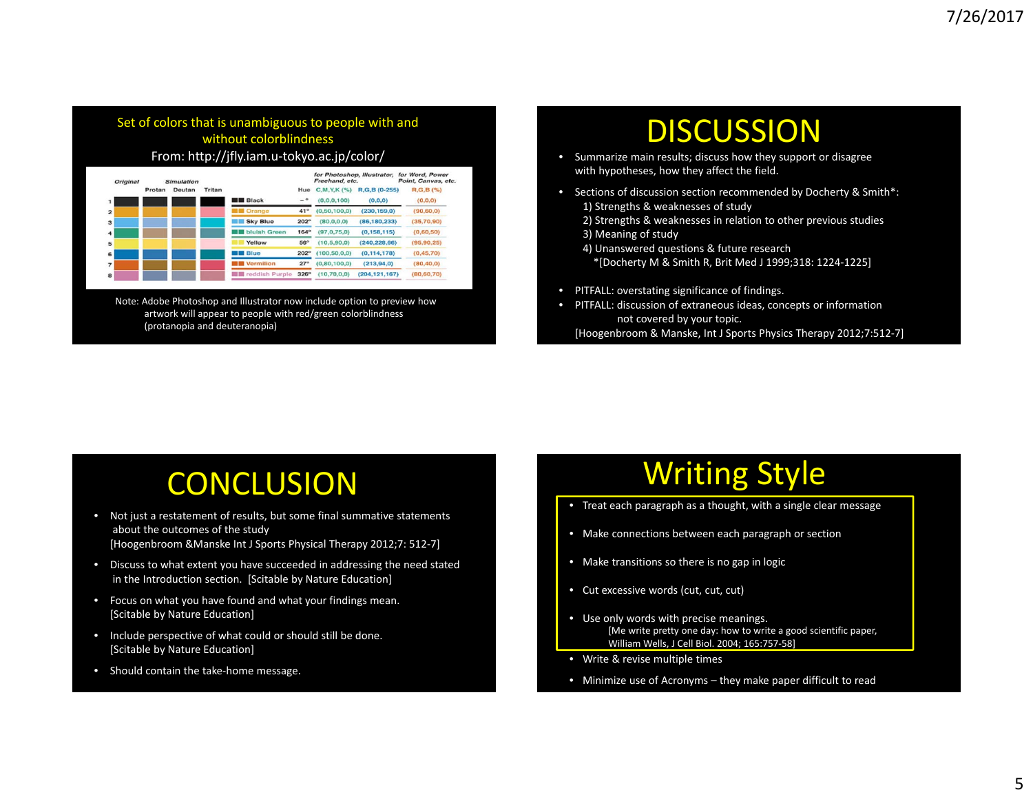## Set of colors that is unambiguous to people with and without colorblindness

From: http://jfly.iam.u-tokyo.ac.jp/color/

| | Original | Simulation Protan | Simulation Deutan | Simulation Tritan | | Hue | for Photoshop, Illustrator, Freehand, etc. C,M,Y,K (%) | for Photoshop, Illustrator, Freehand, etc. R,G,B (0-255) | for Word, Power Point, Canvas, etc. R,G,B (%) |
|---|---|---|---|---|---|---|---|---|---|
| 1 | | | | | Black | – ° | (0,0,0,100) | (0,0,0) | (0,0,0) |
| 2 | | | | | Orange | 41° | (0,50,100,0) | (230,159,0) | (90,60,0) |
| 3 | | | | | Sky Blue | 202° | (80,0,0,0) | (86,180,233) | (35,70,90) |
| 4 | | | | | bluish Green | 164° | (97,0,75,0) | (0,158,115) | (0,60,50) |
| 5 | | | | | Yellow | 56° | (10,5,90,0) | (240,228,66) | (95,90,25) |
| 6 | | | | | Blue | 202° | (100,50,0,0) | (0,114,178) | (0,45,70) |
| 7 | | | | | Vermilion | 27° | (0,80,100,0) | (213,94,0) | (80,40,0) |
| 8 | | | | | reddish Purple | 326° | (10,70,0,0) | (204,121,167) | (80,60,70) |

Note: Adobe Photoshop and Illustrator now include option to preview how artwork will appear to people with red/green colorblindness (protanopia and deuteranopia)

# DISCUSSION

- Summarize main results; discuss how they support or disagree with hypotheses, how they affect the field.
- Sections of discussion section recommended by Docherty & Smith*:
  1) Strengths & weaknesses of study
  2) Strengths & weaknesses in relation to other previous studies
  3) Meaning of study
  4) Unanswered questions & future research
  *[Docherty M & Smith R, Brit Med J 1999;318: 1224-1225]
- PITFALL: overstating significance of findings.
- PITFALL: discussion of extraneous ideas, concepts or information not covered by your topic.
  [Hoogenbroom & Manske, Int J Sports Physics Therapy 2012;7:512-7]

# CONCLUSION

- Not just a restatement of results, but some final summative statements about the outcomes of the study
  [Hoogenbroom &Manske Int J Sports Physical Therapy 2012;7: 512-7]
- Discuss to what extent you have succeeded in addressing the need stated in the Introduction section. [Scitable by Nature Education]
- Focus on what you have found and what your findings mean. [Scitable by Nature Education]
- Include perspective of what could or should still be done. [Scitable by Nature Education]
- Should contain the take-home message.

# Writing Style

- Treat each paragraph as a thought, with a single clear message
- Make connections between each paragraph or section
- Make transitions so there is no gap in logic
- Cut excessive words (cut, cut, cut)
- Use only words with precise meanings.
  [Me write pretty one day: how to write a good scientific paper, William Wells, J Cell Biol. 2004; 165:757-58]
- Write & revise multiple times
- Minimize use of Acronyms – they make paper difficult to read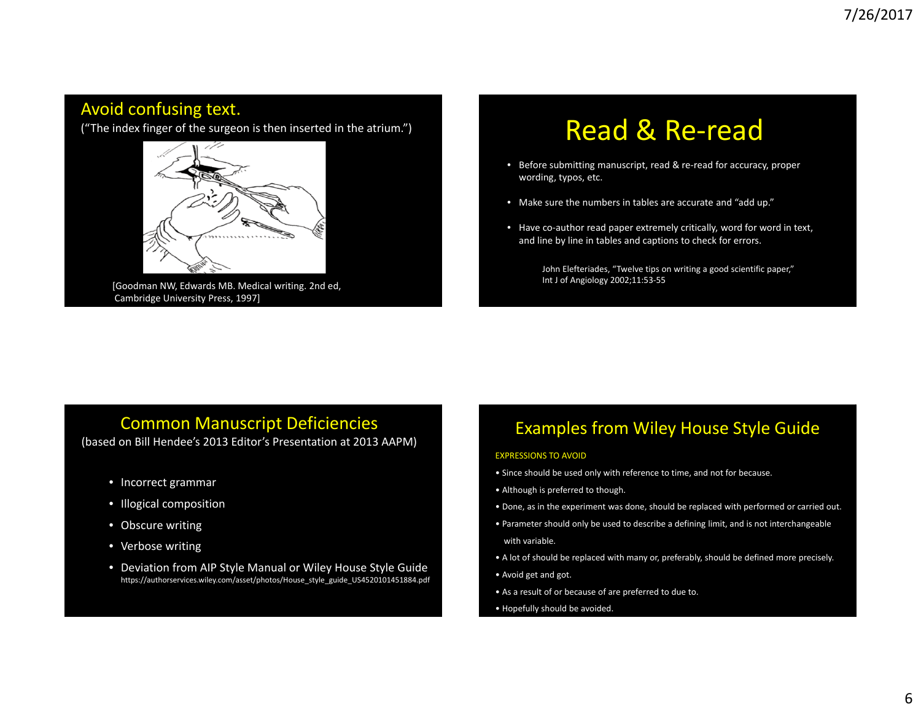## Avoid confusing text.

("The index finger of the surgeon is then inserted in the atrium.")

[Goodman NW, Edwards MB. Medical writing. 2nd ed, Cambridge University Press, 1997]

## Read & Re-read

- Before submitting manuscript, read & re-read for accuracy, proper wording, typos, etc.
- Make sure the numbers in tables are accurate and "add up."
- Have co-author read paper extremely critically, word for word in text, and line by line in tables and captions to check for errors.

John Elefteriades, "Twelve tips on writing a good scientific paper," Int J of Angiology 2002;11:53-55

## Common Manuscript Deficiencies

(based on Bill Hendee's 2013 Editor's Presentation at 2013 AAPM)

- Incorrect grammar
- Illogical composition
- Obscure writing
- Verbose writing
- Deviation from AIP Style Manual or Wiley House Style Guide
  https://authorservices.wiley.com/asset/photos/House_style_guide_US4520101451884.pdf

## Examples from Wiley House Style Guide

EXPRESSIONS TO AVOID

- Since should be used only with reference to time, and not for because.
- Although is preferred to though.
- Done, as in the experiment was done, should be replaced with performed or carried out.
- Parameter should only be used to describe a defining limit, and is not interchangeable with variable.
- A lot of should be replaced with many or, preferably, should be defined more precisely.
- Avoid get and got.
- As a result of or because of are preferred to due to.
- Hopefully should be avoided.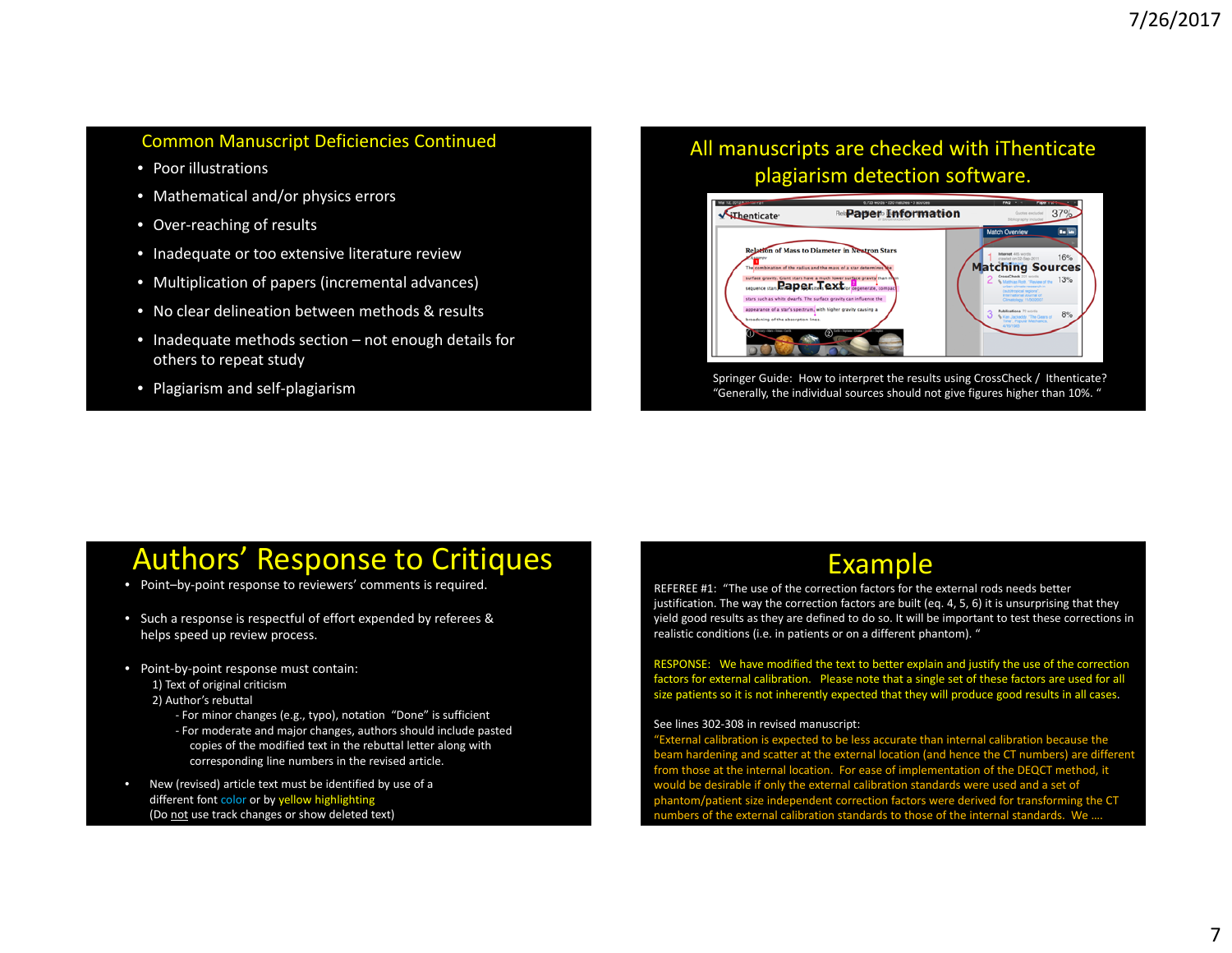## Common Manuscript Deficiencies Continued

- Poor illustrations
- Mathematical and/or physics errors
- Over-reaching of results
- Inadequate or too extensive literature review
- Multiplication of papers (incremental advances)
- No clear delineation between methods & results
- Inadequate methods section – not enough details for others to repeat study
- Plagiarism and self-plagiarism

## All manuscripts are checked with iThenticate plagiarism detection software.

Paper Information

Paper Text

Matching Sources

Springer Guide: How to interpret the results using CrossCheck / Ithenticate? "Generally, the individual sources should not give figures higher than 10%. "

## Authors' Response to Critiques

- Point–by-point response to reviewers' comments is required.
- Such a response is respectful of effort expended by referees & helps speed up review process.
- Point-by-point response must contain:
  1) Text of original criticism
  2) Author's rebuttal
     - For minor changes (e.g., typo), notation "Done" is sufficient
     - For moderate and major changes, authors should include pasted copies of the modified text in the rebuttal letter along with corresponding line numbers in the revised article.
- New (revised) article text must be identified by use of a different font color or by yellow highlighting (Do not use track changes or show deleted text)

## Example

REFEREE #1: "The use of the correction factors for the external rods needs better justification. The way the correction factors are built (eq. 4, 5, 6) it is unsurprising that they yield good results as they are defined to do so. It will be important to test these corrections in realistic conditions (i.e. in patients or on a different phantom). "

RESPONSE: We have modified the text to better explain and justify the use of the correction factors for external calibration. Please note that a single set of these factors are used for all size patients so it is not inherently expected that they will produce good results in all cases.

See lines 302-308 in revised manuscript:

"External calibration is expected to be less accurate than internal calibration because the beam hardening and scatter at the external location (and hence the CT numbers) are different from those at the internal location. For ease of implementation of the DEQCT method, it would be desirable if only the external calibration standards were used and a set of phantom/patient size independent correction factors were derived for transforming the CT numbers of the external calibration standards to those of the internal standards. We ….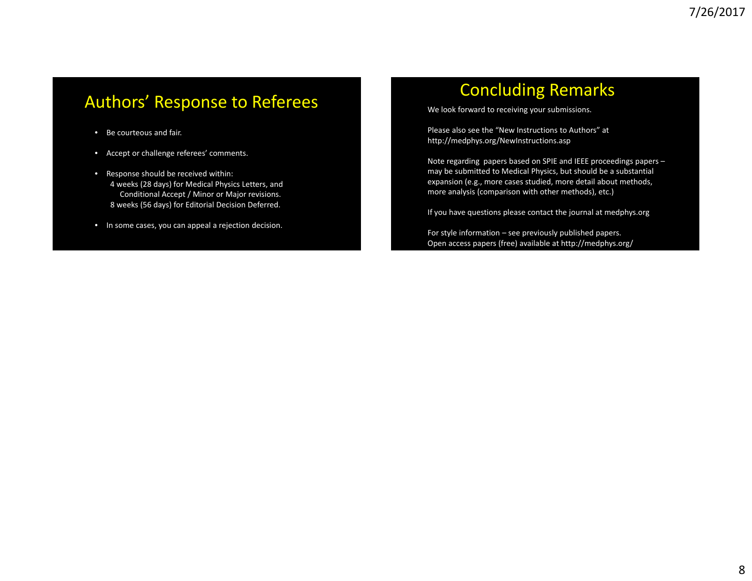## Authors' Response to Referees

- Be courteous and fair.
- Accept or challenge referees' comments.
- Response should be received within:
  4 weeks (28 days) for Medical Physics Letters, and
  Conditional Accept / Minor or Major revisions.
  8 weeks (56 days) for Editorial Decision Deferred.
- In some cases, you can appeal a rejection decision.

## Concluding Remarks

We look forward to receiving your submissions.

Please also see the "New Instructions to Authors" at http://medphys.org/NewInstructions.asp

Note regarding papers based on SPIE and IEEE proceedings papers – may be submitted to Medical Physics, but should be a substantial expansion (e.g., more cases studied, more detail about methods, more analysis (comparison with other methods), etc.)

If you have questions please contact the journal at medphys.org

For style information – see previously published papers.
Open access papers (free) available at http://medphys.org/